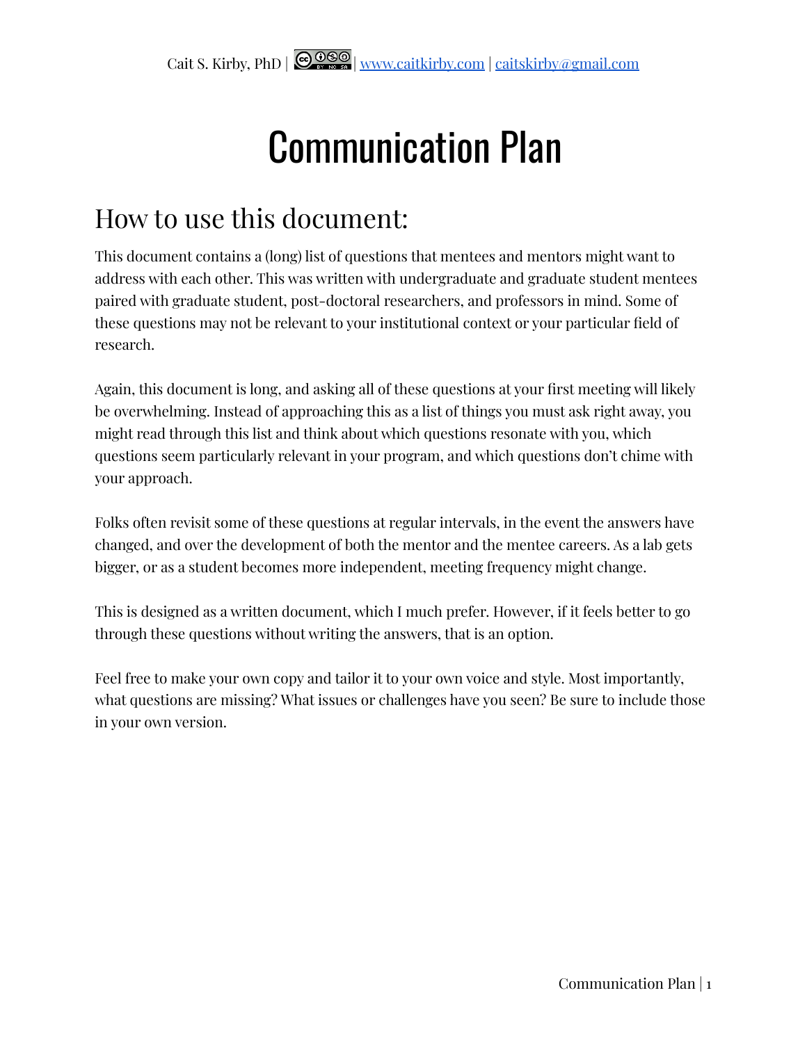Cait S. Kirby, PhD | | www.caitkirby.com | caitskirby@gmail.com

# Communication Plan

## How to use this document:

This document contains a (long) list of questions that mentees and mentors might want to address with each other. This was written with undergraduate and graduate student mentees paired with graduate student, post-doctoral researchers, and professors in mind. Some of these questions may not be relevant to your institutional context or your particular field of research.

Again, this document is long, and asking all of these questions at your first meeting will likely be overwhelming. Instead of approaching this as a list of things you must ask right away, you might read through this list and think about which questions resonate with you, which questions seem particularly relevant in your program, and which questions don't chime with your approach.

Folks often revisit some of these questions at regular intervals, in the event the answers have changed, and over the development of both the mentor and the mentee careers. As a lab gets bigger, or as a student becomes more independent, meeting frequency might change.

This is designed as a written document, which I much prefer. However, if it feels better to go through these questions without writing the answers, that is an option.

Feel free to make your own copy and tailor it to your own voice and style. Most importantly, what questions are missing? What issues or challenges have you seen? Be sure to include those in your own version.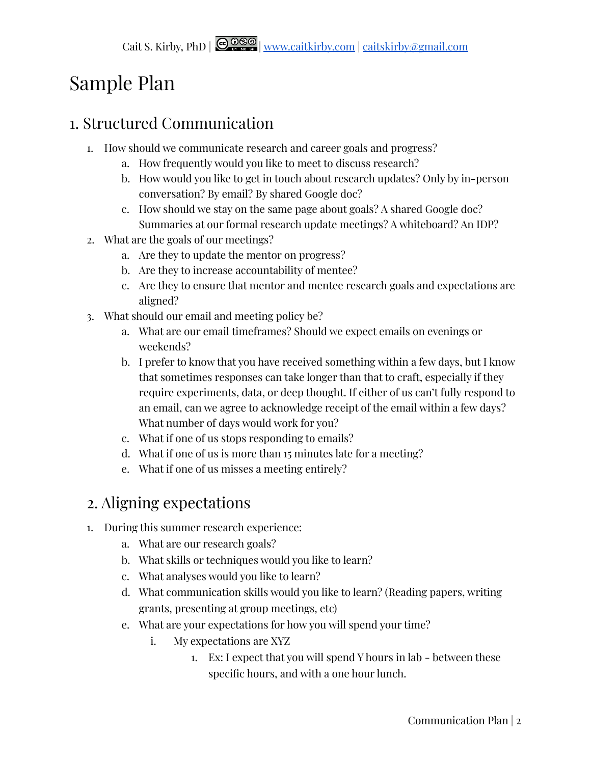# Sample Plan

## 1. Structured Communication

1. How should we communicate research and career goals and progress?
    a. How frequently would you like to meet to discuss research?
    b. How would you like to get in touch about research updates? Only by in-person conversation? By email? By shared Google doc?
    c. How should we stay on the same page about goals? A shared Google doc? Summaries at our formal research update meetings? A whiteboard? An IDP?
2. What are the goals of our meetings?
    a. Are they to update the mentor on progress?
    b. Are they to increase accountability of mentee?
    c. Are they to ensure that mentor and mentee research goals and expectations are aligned?
3. What should our email and meeting policy be?
    a. What are our email timeframes? Should we expect emails on evenings or weekends?
    b. I prefer to know that you have received something within a few days, but I know that sometimes responses can take longer than that to craft, especially if they require experiments, data, or deep thought. If either of us can't fully respond to an email, can we agree to acknowledge receipt of the email within a few days? What number of days would work for you?
    c. What if one of us stops responding to emails?
    d. What if one of us is more than 15 minutes late for a meeting?
    e. What if one of us misses a meeting entirely?

## 2. Aligning expectations

1. During this summer research experience:
    a. What are our research goals?
    b. What skills or techniques would you like to learn?
    c. What analyses would you like to learn?
    d. What communication skills would you like to learn? (Reading papers, writing grants, presenting at group meetings, etc)
    e. What are your expectations for how you will spend your time?
        i. My expectations are XYZ
            1. Ex: I expect that you will spend Y hours in lab - between these specific hours, and with a one hour lunch.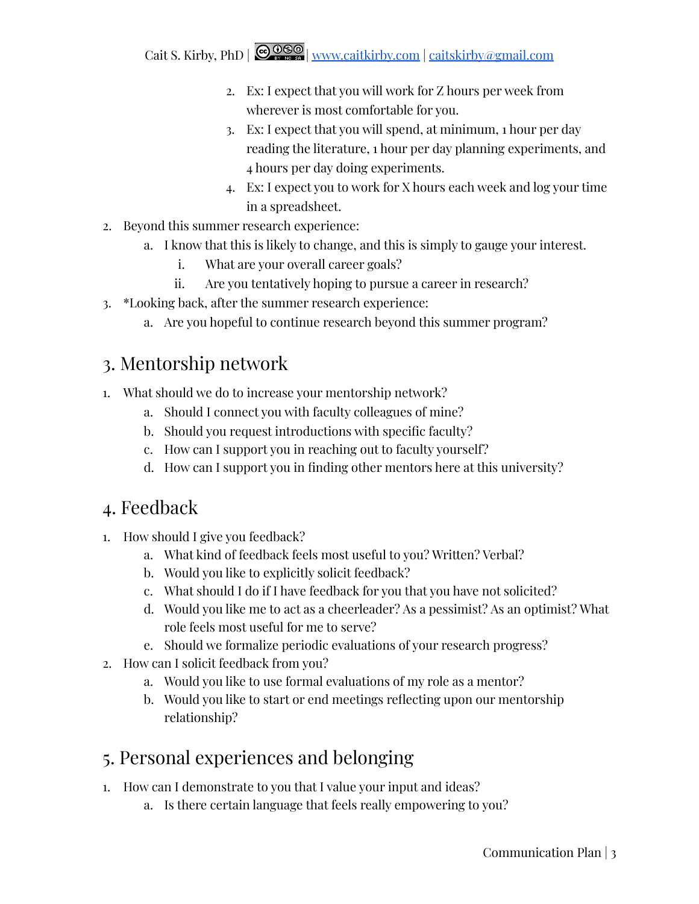2. Ex: I expect that you will work for Z hours per week from wherever is most comfortable for you.
   3. Ex: I expect that you will spend, at minimum, 1 hour per day reading the literature, 1 hour per day planning experiments, and 4 hours per day doing experiments.
   4. Ex: I expect you to work for X hours each week and log your time in a spreadsheet.
2. Beyond this summer research experience:
   a. I know that this is likely to change, and this is simply to gauge your interest.
      i. What are your overall career goals?
      ii. Are you tentatively hoping to pursue a career in research?
3. *Looking back, after the summer research experience:
   a. Are you hopeful to continue research beyond this summer program?

## 3. Mentorship network

1. What should we do to increase your mentorship network?
   a. Should I connect you with faculty colleagues of mine?
   b. Should you request introductions with specific faculty?
   c. How can I support you in reaching out to faculty yourself?
   d. How can I support you in finding other mentors here at this university?

## 4. Feedback

1. How should I give you feedback?
   a. What kind of feedback feels most useful to you? Written? Verbal?
   b. Would you like to explicitly solicit feedback?
   c. What should I do if I have feedback for you that you have not solicited?
   d. Would you like me to act as a cheerleader? As a pessimist? As an optimist? What role feels most useful for me to serve?
   e. Should we formalize periodic evaluations of your research progress?
2. How can I solicit feedback from you?
   a. Would you like to use formal evaluations of my role as a mentor?
   b. Would you like to start or end meetings reflecting upon our mentorship relationship?

## 5. Personal experiences and belonging

1. How can I demonstrate to you that I value your input and ideas?
   a. Is there certain language that feels really empowering to you?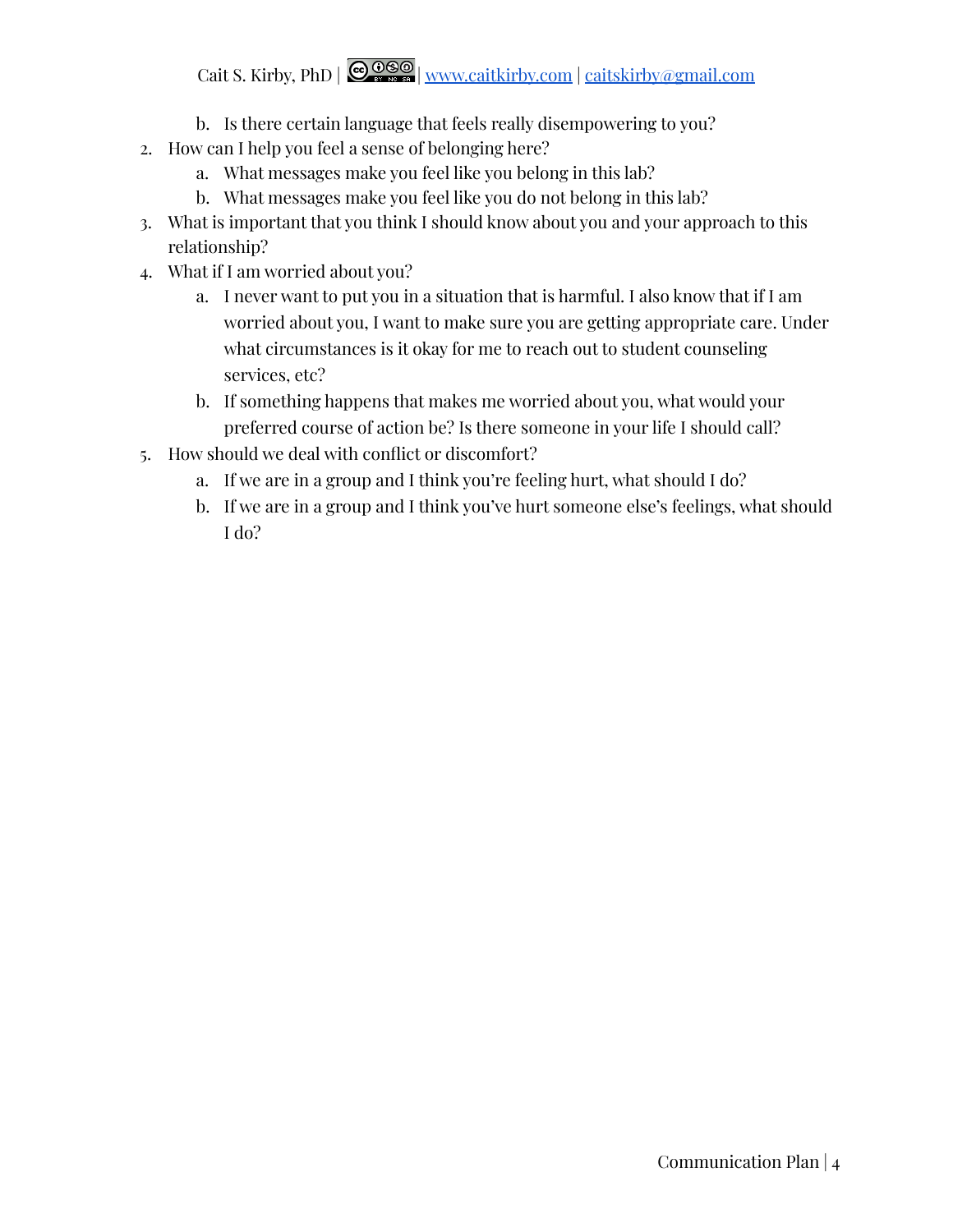b. Is there certain language that feels really disempowering to you?

2. How can I help you feel a sense of belonging here?
   a. What messages make you feel like you belong in this lab?
   b. What messages make you feel like you do not belong in this lab?
3. What is important that you think I should know about you and your approach to this relationship?
4. What if I am worried about you?
   a. I never want to put you in a situation that is harmful. I also know that if I am worried about you, I want to make sure you are getting appropriate care. Under what circumstances is it okay for me to reach out to student counseling services, etc?
   b. If something happens that makes me worried about you, what would your preferred course of action be? Is there someone in your life I should call?
5. How should we deal with conflict or discomfort?
   a. If we are in a group and I think you're feeling hurt, what should I do?
   b. If we are in a group and I think you've hurt someone else's feelings, what should I do?